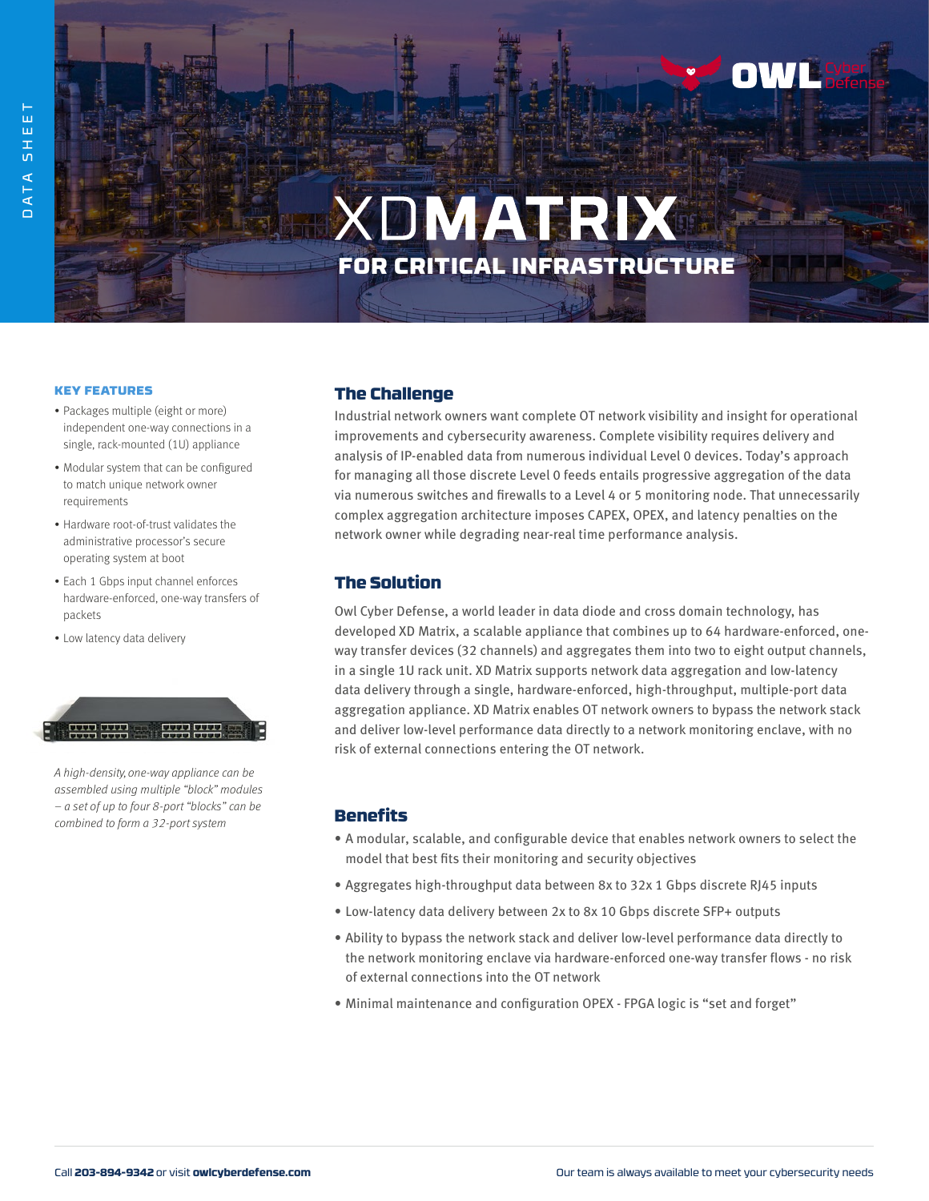DATA SHEET

# XDMATRIX

## FOR CRITICAL INFRASTRUCTURE

### KEY FEATURES

- Packages multiple (eight or more) independent one-way connections in a single, rack-mounted (1U) appliance
- Modular system that can be configured to match unique network owner requirements
- Hardware root-of-trust validates the administrative processor's secure operating system at boot
- Each 1 Gbps input channel enforces hardware-enforced, one-way transfers of packets
- Low latency data delivery

*A high-density, one-way appliance can be assembled using multiple "block" modules – a set of up to four 8-port "blocks" can be combined to form a 32-port system*

## The Challenge

Industrial network owners want complete OT network visibility and insight for operational improvements and cybersecurity awareness. Complete visibility requires delivery and analysis of IP-enabled data from numerous individual Level 0 devices. Today's approach for managing all those discrete Level 0 feeds entails progressive aggregation of the data via numerous switches and firewalls to a Level 4 or 5 monitoring node. That unnecessarily complex aggregation architecture imposes CAPEX, OPEX, and latency penalties on the network owner while degrading near-real time performance analysis.

## The Solution

Owl Cyber Defense, a world leader in data diode and cross domain technology, has developed XD Matrix, a scalable appliance that combines up to 64 hardware-enforced, one-way transfer devices (32 channels) and aggregates them into two to eight output channels, in a single 1U rack unit. XD Matrix supports network data aggregation and low-latency data delivery through a single, hardware-enforced, high-throughput, multiple-port data aggregation appliance. XD Matrix enables OT network owners to bypass the network stack and deliver low-level performance data directly to a network monitoring enclave, with no risk of external connections entering the OT network.

## Benefits

- A modular, scalable, and configurable device that enables network owners to select the model that best fits their monitoring and security objectives
- Aggregates high-throughput data between 8x to 32x 1 Gbps discrete RJ45 inputs
- Low-latency data delivery between 2x to 8x 10 Gbps discrete SFP+ outputs
- Ability to bypass the network stack and deliver low-level performance data directly to the network monitoring enclave via hardware-enforced one-way transfer flows - no risk of external connections into the OT network
- Minimal maintenance and configuration OPEX - FPGA logic is "set and forget"

Call **203-894-9342** or visit **owlcyberdefense.com** Our team is always available to meet your cybersecurity needs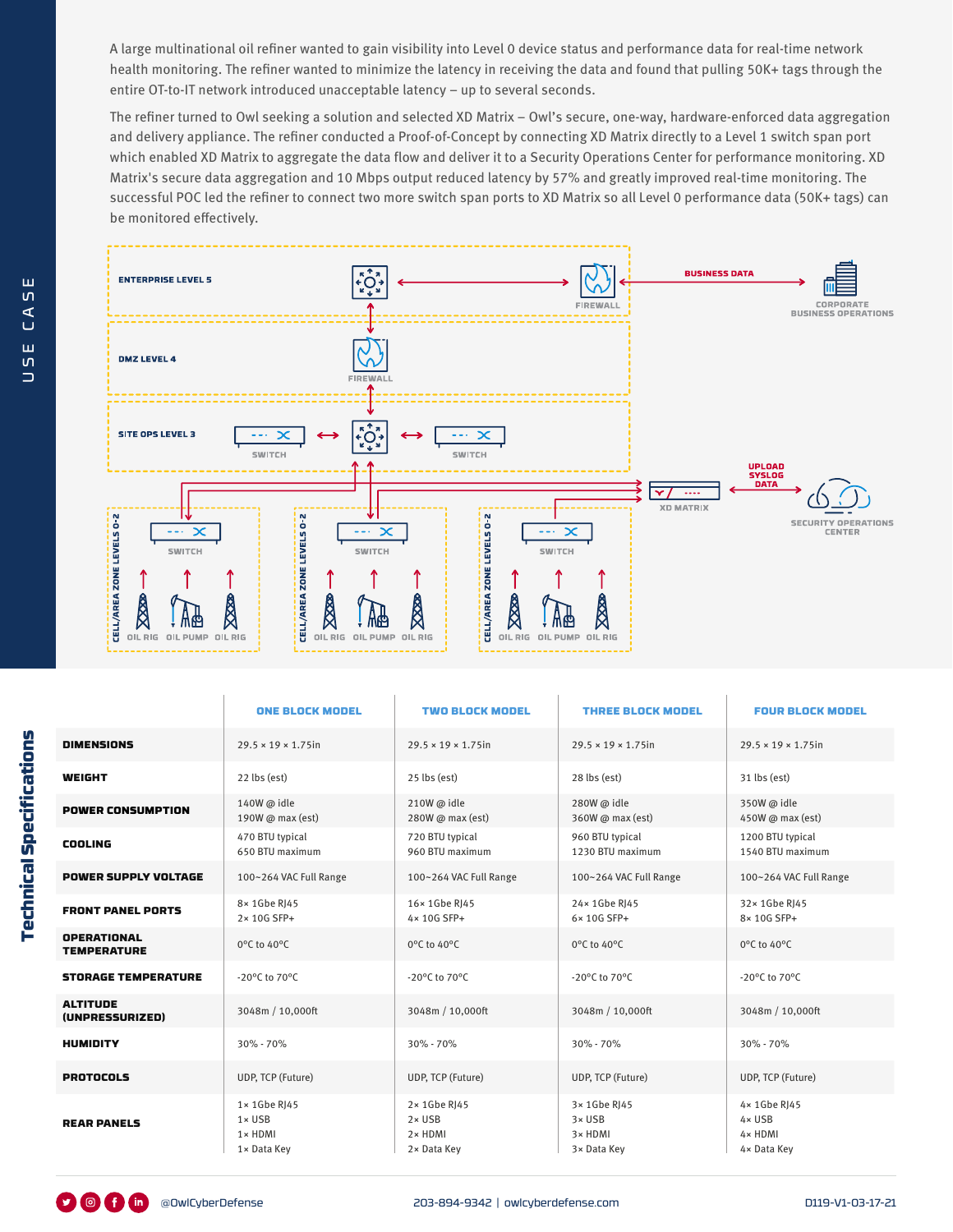A large multinational oil refiner wanted to gain visibility into Level 0 device status and performance data for real-time network health monitoring. The refiner wanted to minimize the latency in receiving the data and found that pulling 50K+ tags through the entire OT-to-IT network introduced unacceptable latency – up to several seconds.

The refiner turned to Owl seeking a solution and selected XD Matrix – Owl's secure, one-way, hardware-enforced data aggregation and delivery appliance. The refiner conducted a Proof-of-Concept by connecting XD Matrix directly to a Level 1 switch span port which enabled XD Matrix to aggregate the data flow and deliver it to a Security Operations Center for performance monitoring. XD Matrix's secure data aggregation and 10 Mbps output reduced latency by 57% and greatly improved real-time monitoring. The successful POC led the refiner to connect two more switch span ports to XD Matrix so all Level 0 performance data (50K+ tags) can be monitored effectively.

ENTERPRISE LEVEL 5
FIREWALL
BUSINESS DATA
CORPORATE BUSINESS OPERATIONS
DMZ LEVEL 4
FIREWALL
SITE OPS LEVEL 3
SWITCH
SWITCH
UPLOAD SYSLOG DATA
XD MATRIX
SECURITY OPERATIONS CENTER
CELL/AREA ZONE LEVELS 0-2
SWITCH
OIL RIG OIL PUMP OIL RIG

## Technical Specifications

| | ONE BLOCK MODEL | TWO BLOCK MODEL | THREE BLOCK MODEL | FOUR BLOCK MODEL |
|---|---|---|---|---|
| **DIMENSIONS** | 29.5 × 19 × 1.75in | 29.5 × 19 × 1.75in | 29.5 × 19 × 1.75in | 29.5 × 19 × 1.75in |
| **WEIGHT** | 22 lbs (est) | 25 lbs (est) | 28 lbs (est) | 31 lbs (est) |
| **POWER CONSUMPTION** | 140W @ idle<br>190W @ max (est) | 210W @ idle<br>280W @ max (est) | 280W @ idle<br>360W @ max (est) | 350W @ idle<br>450W @ max (est) |
| **COOLING** | 470 BTU typical<br>650 BTU maximum | 720 BTU typical<br>960 BTU maximum | 960 BTU typical<br>1230 BTU maximum | 1200 BTU typical<br>1540 BTU maximum |
| **POWER SUPPLY VOLTAGE** | 100~264 VAC Full Range | 100~264 VAC Full Range | 100~264 VAC Full Range | 100~264 VAC Full Range |
| **FRONT PANEL PORTS** | 8× 1Gbe RJ45<br>2× 10G SFP+ | 16× 1Gbe RJ45<br>4× 10G SFP+ | 24× 1Gbe RJ45<br>6× 10G SFP+ | 32× 1Gbe RJ45<br>8× 10G SFP+ |
| **OPERATIONAL TEMPERATURE** | 0°C to 40°C | 0°C to 40°C | 0°C to 40°C | 0°C to 40°C |
| **STORAGE TEMPERATURE** | -20°C to 70°C | -20°C to 70°C | -20°C to 70°C | -20°C to 70°C |
| **ALTITUDE (UNPRESSURIZED)** | 3048m / 10,000ft | 3048m / 10,000ft | 3048m / 10,000ft | 3048m / 10,000ft |
| **HUMIDITY** | 30% - 70% | 30% - 70% | 30% - 70% | 30% - 70% |
| **PROTOCOLS** | UDP, TCP (Future) | UDP, TCP (Future) | UDP, TCP (Future) | UDP, TCP (Future) |
| **REAR PANELS** | 1× 1Gbe RJ45<br>1× USB<br>1× HDMI<br>1× Data Key | 2× 1Gbe RJ45<br>2× USB<br>2× HDMI<br>2× Data Key | 3× 1Gbe RJ45<br>3× USB<br>3× HDMI<br>3× Data Key | 4× 1Gbe RJ45<br>4× USB<br>4× HDMI<br>4× Data Key |

@OwlCyberDefense    203-894-9342 | owlcyberdefense.com    D119-V1-03-17-21